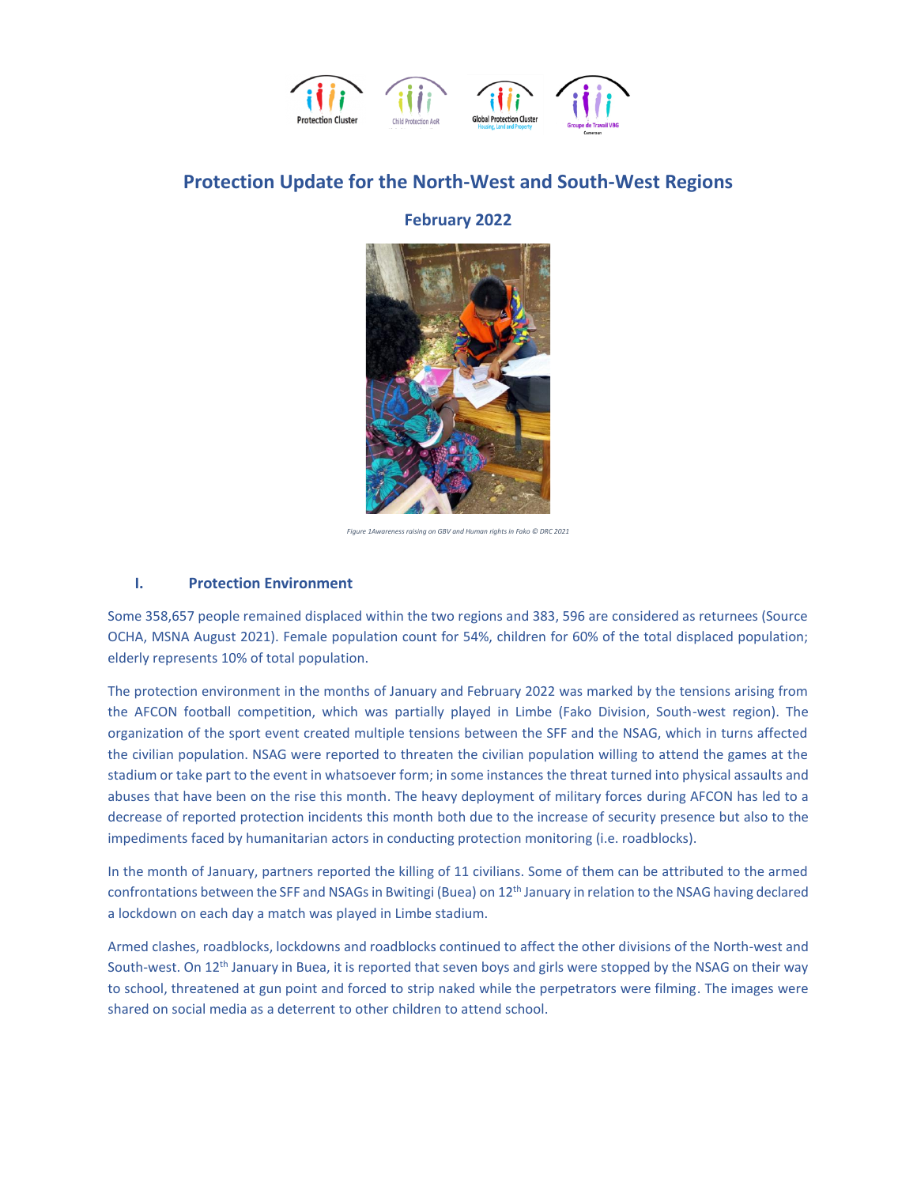# Protection Update for the North-West and South-West Regions

## February 2022

*Figure 1Awareness raising on GBV and Human rights in Fako © DRC 2021*

### I. Protection Environment

Some 358,657 people remained displaced within the two regions and 383, 596 are considered as returnees (Source OCHA, MSNA August 2021). Female population count for 54%, children for 60% of the total displaced population; elderly represents 10% of total population.

The protection environment in the months of January and February 2022 was marked by the tensions arising from the AFCON football competition, which was partially played in Limbe (Fako Division, South-west region). The organization of the sport event created multiple tensions between the SFF and the NSAG, which in turns affected the civilian population. NSAG were reported to threaten the civilian population willing to attend the games at the stadium or take part to the event in whatsoever form; in some instances the threat turned into physical assaults and abuses that have been on the rise this month. The heavy deployment of military forces during AFCON has led to a decrease of reported protection incidents this month both due to the increase of security presence but also to the impediments faced by humanitarian actors in conducting protection monitoring (i.e. roadblocks).

In the month of January, partners reported the killing of 11 civilians. Some of them can be attributed to the armed confrontations between the SFF and NSAGs in Bwitingi (Buea) on 12th January in relation to the NSAG having declared a lockdown on each day a match was played in Limbe stadium.

Armed clashes, roadblocks, lockdowns and roadblocks continued to affect the other divisions of the North-west and South-west. On 12th January in Buea, it is reported that seven boys and girls were stopped by the NSAG on their way to school, threatened at gun point and forced to strip naked while the perpetrators were filming. The images were shared on social media as a deterrent to other children to attend school.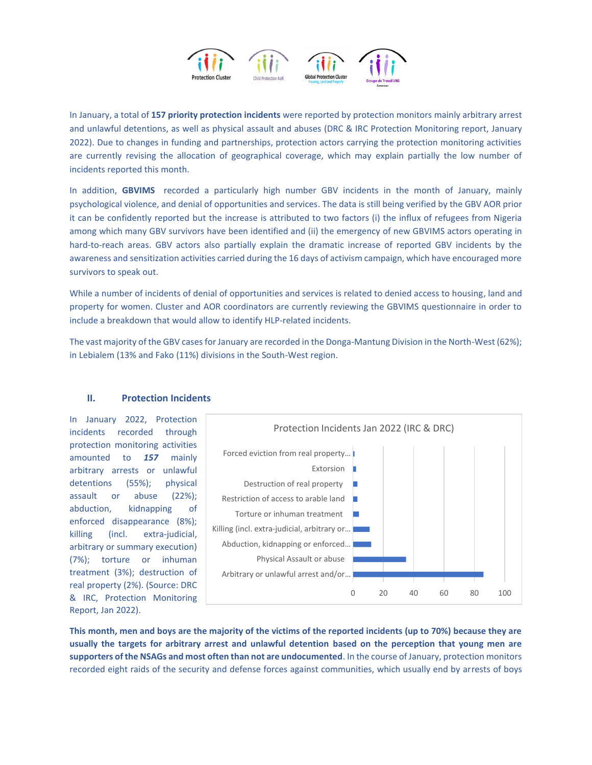In January, a total of **157 priority protection incidents** were reported by protection monitors mainly arbitrary arrest and unlawful detentions, as well as physical assault and abuses (DRC & IRC Protection Monitoring report, January 2022). Due to changes in funding and partnerships, protection actors carrying the protection monitoring activities are currently revising the allocation of geographical coverage, which may explain partially the low number of incidents reported this month.

In addition, **GBVIMS** recorded a particularly high number GBV incidents in the month of January, mainly psychological violence, and denial of opportunities and services. The data is still being verified by the GBV AOR prior it can be confidently reported but the increase is attributed to two factors (i) the influx of refugees from Nigeria among which many GBV survivors have been identified and (ii) the emergency of new GBVIMS actors operating in hard-to-reach areas. GBV actors also partially explain the dramatic increase of reported GBV incidents by the awareness and sensitization activities carried during the 16 days of activism campaign, which have encouraged more survivors to speak out.

While a number of incidents of denial of opportunities and services is related to denied access to housing, land and property for women. Cluster and AOR coordinators are currently reviewing the GBVIMS questionnaire in order to include a breakdown that would allow to identify HLP-related incidents.

The vast majority of the GBV cases for January are recorded in the Donga-Mantung Division in the North-West (62%); in Lebialem (13% and Fako (11%) divisions in the South-West region.

## II. Protection Incidents

In January 2022, Protection incidents recorded through protection monitoring activities amounted to ***157*** mainly arbitrary arrests or unlawful detentions (55%); physical assault or abuse (22%); abduction, kidnapping of enforced disappearance (8%); killing (incl. extra-judicial, arbitrary or summary execution) (7%); torture or inhuman treatment (3%); destruction of real property (2%). (Source: DRC & IRC, Protection Monitoring Report, Jan 2022).

Protection Incidents Jan 2022 (IRC & DRC)

| Incident | Approx. number |
|---|---|
| Forced eviction from real property... | 1 |
| Extorsion | 2 |
| Destruction of real property | 3 |
| Restriction of access to arable land | 3 |
| Torture or inhuman treatment | 4 |
| Killing (incl. extra-judicial, arbitrary or... | 11 |
| Abduction, kidnapping or enforced... | 12 |
| Physical Assault or abuse | 35 |
| Arbitrary or unlawful arrest and/or... | 86 |

**This month, men and boys are the majority of the victims of the reported incidents (up to 70%) because they are usually the targets for arbitrary arrest and unlawful detention based on the perception that young men are supporters of the NSAGs and most often than not are undocumented**. In the course of January, protection monitors recorded eight raids of the security and defense forces against communities, which usually end by arrests of boys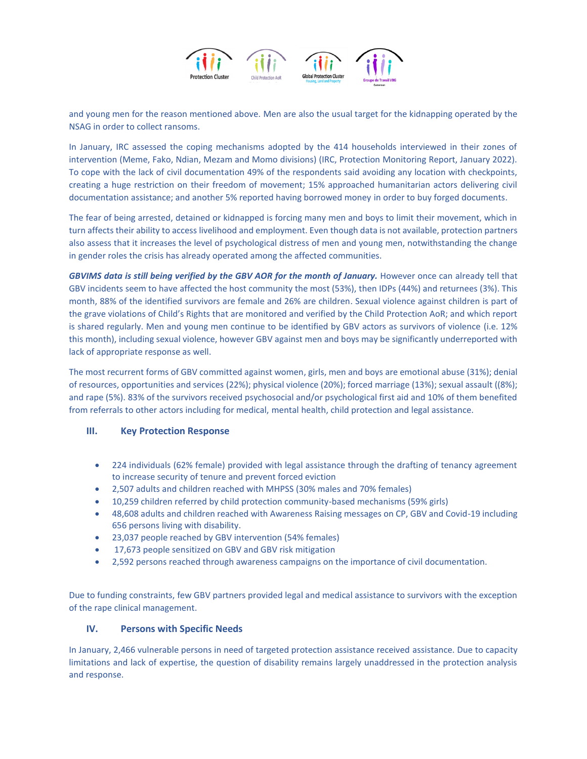and young men for the reason mentioned above. Men are also the usual target for the kidnapping operated by the NSAG in order to collect ransoms.

In January, IRC assessed the coping mechanisms adopted by the 414 households interviewed in their zones of intervention (Meme, Fako, Ndian, Mezam and Momo divisions) (IRC, Protection Monitoring Report, January 2022). To cope with the lack of civil documentation 49% of the respondents said avoiding any location with checkpoints, creating a huge restriction on their freedom of movement; 15% approached humanitarian actors delivering civil documentation assistance; and another 5% reported having borrowed money in order to buy forged documents.

The fear of being arrested, detained or kidnapped is forcing many men and boys to limit their movement, which in turn affects their ability to access livelihood and employment. Even though data is not available, protection partners also assess that it increases the level of psychological distress of men and young men, notwithstanding the change in gender roles the crisis has already operated among the affected communities.

***GBVIMS data is still being verified by the GBV AOR for the month of January.*** However once can already tell that GBV incidents seem to have affected the host community the most (53%), then IDPs (44%) and returnees (3%). This month, 88% of the identified survivors are female and 26% are children. Sexual violence against children is part of the grave violations of Child's Rights that are monitored and verified by the Child Protection AoR; and which report is shared regularly. Men and young men continue to be identified by GBV actors as survivors of violence (i.e. 12% this month), including sexual violence, however GBV against men and boys may be significantly underreported with lack of appropriate response as well.

The most recurrent forms of GBV committed against women, girls, men and boys are emotional abuse (31%); denial of resources, opportunities and services (22%); physical violence (20%); forced marriage (13%); sexual assault ((8%); and rape (5%). 83% of the survivors received psychosocial and/or psychological first aid and 10% of them benefited from referrals to other actors including for medical, mental health, child protection and legal assistance.

## III. Key Protection Response

- 224 individuals (62% female) provided with legal assistance through the drafting of tenancy agreement to increase security of tenure and prevent forced eviction
- 2,507 adults and children reached with MHPSS (30% males and 70% females)
- 10,259 children referred by child protection community-based mechanisms (59% girls)
- 48,608 adults and children reached with Awareness Raising messages on CP, GBV and Covid-19 including 656 persons living with disability.
- 23,037 people reached by GBV intervention (54% females)
- 17,673 people sensitized on GBV and GBV risk mitigation
- 2,592 persons reached through awareness campaigns on the importance of civil documentation.

Due to funding constraints, few GBV partners provided legal and medical assistance to survivors with the exception of the rape clinical management.

## IV. Persons with Specific Needs

In January, 2,466 vulnerable persons in need of targeted protection assistance received assistance. Due to capacity limitations and lack of expertise, the question of disability remains largely unaddressed in the protection analysis and response.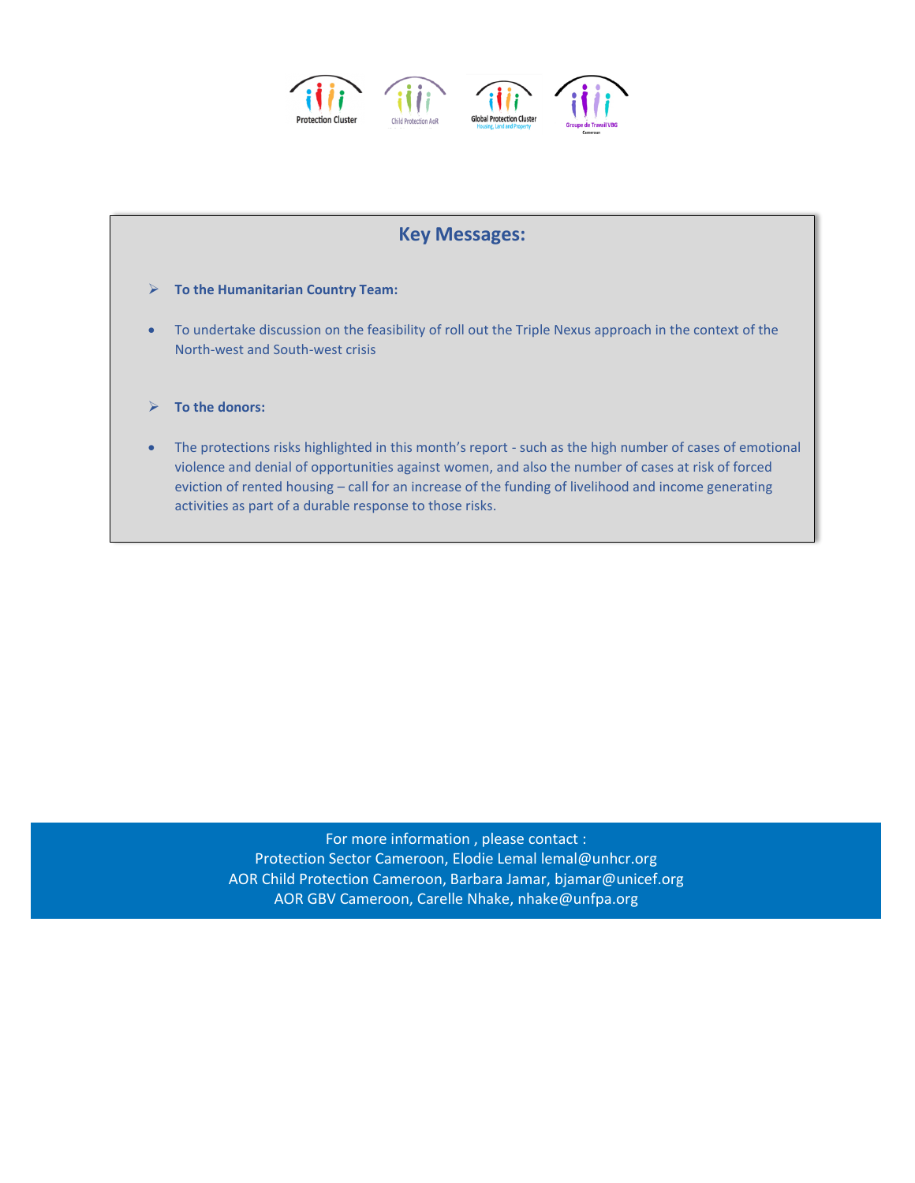## Key Messages:

- **To the Humanitarian Country Team:**

- To undertake discussion on the feasibility of roll out the Triple Nexus approach in the context of the North-west and South-west crisis

- **To the donors:**

- The protections risks highlighted in this month's report - such as the high number of cases of emotional violence and denial of opportunities against women, and also the number of cases at risk of forced eviction of rented housing – call for an increase of the funding of livelihood and income generating activities as part of a durable response to those risks.

For more information , please contact :
Protection Sector Cameroon, Elodie Lemal lemal@unhcr.org
AOR Child Protection Cameroon, Barbara Jamar, bjamar@unicef.org
AOR GBV Cameroon, Carelle Nhake, nhake@unfpa.org